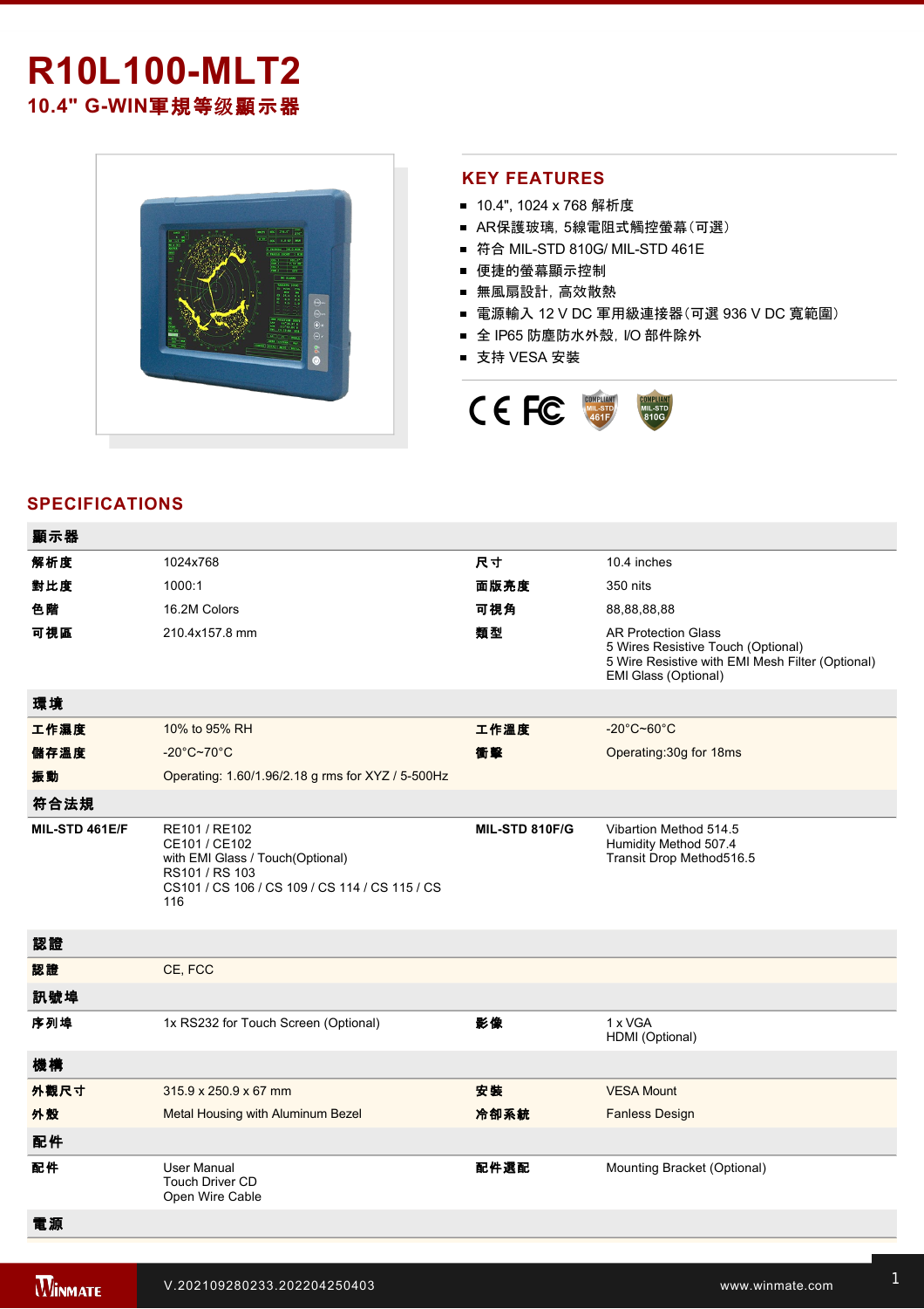# R10L100-MLT2

## 10.4" G-WIN軍規等级顯示器

## KEY FEATURES

- 10.4", 1024 x 768 解析度
- AR保護玻璃, 5線電阻式觸控螢幕(可選)
- 符合 MIL-STD 810G/ MIL-STD 461E
- 便捷的螢幕顯示控制
- 無風扇設計, 高效散熱
- 電源輸入 12 V DC 軍用級連接器(可選 936 V DC 寬範圍)
- 全 IP65 防塵防水外殼, I/O 部件除外
- 支持 VESA 安裝

## SPECIFICATIONS

| 顯示器 | | | |
|---|---|---|---|
| 解析度 | 1024x768 | 尺寸 | 10.4 inches |
| 對比度 | 1000:1 | 面版亮度 | 350 nits |
| 色階 | 16.2M Colors | 可視角 | 88,88,88,88 |
| 可視區 | 210.4x157.8 mm | 類型 | AR Protection Glass<br>5 Wires Resistive Touch (Optional)<br>5 Wire Resistive with EMI Mesh Filter (Optional)<br>EMI Glass (Optional) |
| **環境** | | | |
| 工作濕度 | 10% to 95% RH | 工作溫度 | -20°C~60°C |
| 儲存溫度 | -20°C~70°C | 衝擊 | Operating:30g for 18ms |
| 振動 | Operating: 1.60/1.96/2.18 g rms for XYZ / 5-500Hz | | |
| **符合法規** | | | |
| MIL-STD 461E/F | RE101 / RE102<br>CE101 / CE102<br>with EMI Glass / Touch(Optional)<br>RS101 / RS 103<br>CS101 / CS 106 / CS 109 / CS 114 / CS 115 / CS 116 | MIL-STD 810F/G | Vibartion Method 514.5<br>Humidity Method 507.4<br>Transit Drop Method516.5 |
| **認證** | | | |
| 認證 | CE, FCC | | |
| **訊號埠** | | | |
| 序列埠 | 1x RS232 for Touch Screen (Optional) | 影像 | 1 x VGA<br>HDMI (Optional) |
| **機構** | | | |
| 外觀尺寸 | 315.9 x 250.9 x 67 mm | 安裝 | VESA Mount |
| 外殼 | Metal Housing with Aluminum Bezel | 冷卻系統 | Fanless Design |
| **配件** | | | |
| 配件 | User Manual<br>Touch Driver CD<br>Open Wire Cable | 配件選配 | Mounting Bracket (Optional) |
| **電源** | | | |

V.202109280233.202204250403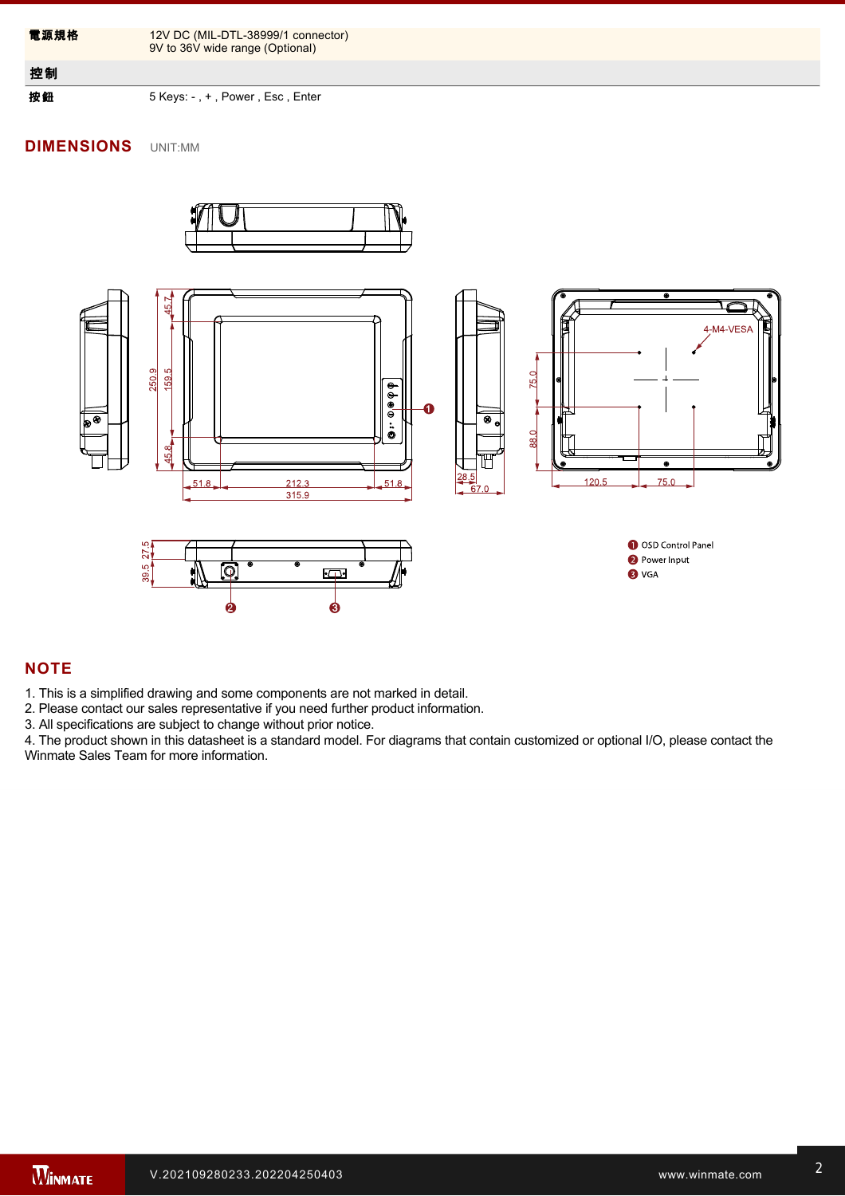| | |
|---|---|
| 電源規格 | 12V DC (MIL-DTL-38999/1 connector)<br>9V to 36V wide range (Optional) |
| **控制** | |
| 按鈕 | 5 Keys: - , + , Power , Esc , Enter |

## DIMENSIONS

UNIT:MM

45.7
250.9
159.5
45.8
51.8
212.3
51.8
315.9
28.5
67.0
4-M4-VESA
75.0
88.0
120.5
75.0
27.5
39.5

❶ OSD Control Panel
❷ Power Input
❸ VGA

## NOTE

1. This is a simplified drawing and some components are not marked in detail.
2. Please contact our sales representative if you need further product information.
3. All specifications are subject to change without prior notice.
4. The product shown in this datasheet is a standard model. For diagrams that contain customized or optional I/O, please contact the Winmate Sales Team for more information.